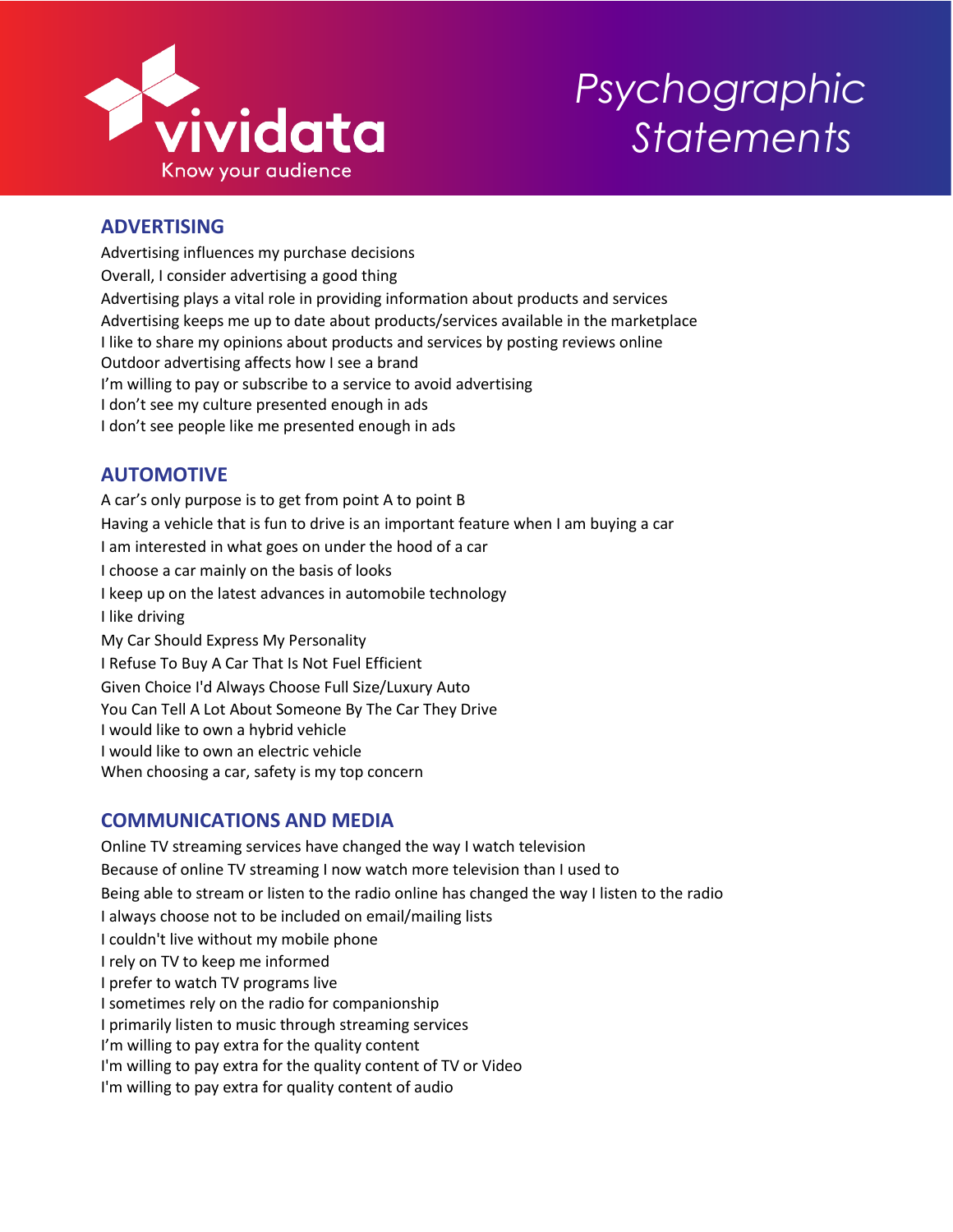vividata

Know your audience

# *Psychographic Statements*

## ADVERTISING

Advertising influences my purchase decisions
Overall, I consider advertising a good thing
Advertising plays a vital role in providing information about products and services
Advertising keeps me up to date about products/services available in the marketplace
I like to share my opinions about products and services by posting reviews online
Outdoor advertising affects how I see a brand
I'm willing to pay or subscribe to a service to avoid advertising
I don't see my culture presented enough in ads
I don't see people like me presented enough in ads

## AUTOMOTIVE

A car's only purpose is to get from point A to point B
Having a vehicle that is fun to drive is an important feature when I am buying a car
I am interested in what goes on under the hood of a car
I choose a car mainly on the basis of looks
I keep up on the latest advances in automobile technology
I like driving
My Car Should Express My Personality
I Refuse To Buy A Car That Is Not Fuel Efficient
Given Choice I'd Always Choose Full Size/Luxury Auto
You Can Tell A Lot About Someone By The Car They Drive
I would like to own a hybrid vehicle
I would like to own an electric vehicle
When choosing a car, safety is my top concern

## COMMUNICATIONS AND MEDIA

Online TV streaming services have changed the way I watch television
Because of online TV streaming I now watch more television than I used to
Being able to stream or listen to the radio online has changed the way I listen to the radio
I always choose not to be included on email/mailing lists
I couldn't live without my mobile phone
I rely on TV to keep me informed
I prefer to watch TV programs live
I sometimes rely on the radio for companionship
I primarily listen to music through streaming services
I'm willing to pay extra for the quality content
I'm willing to pay extra for the quality content of TV or Video
I'm willing to pay extra for quality content of audio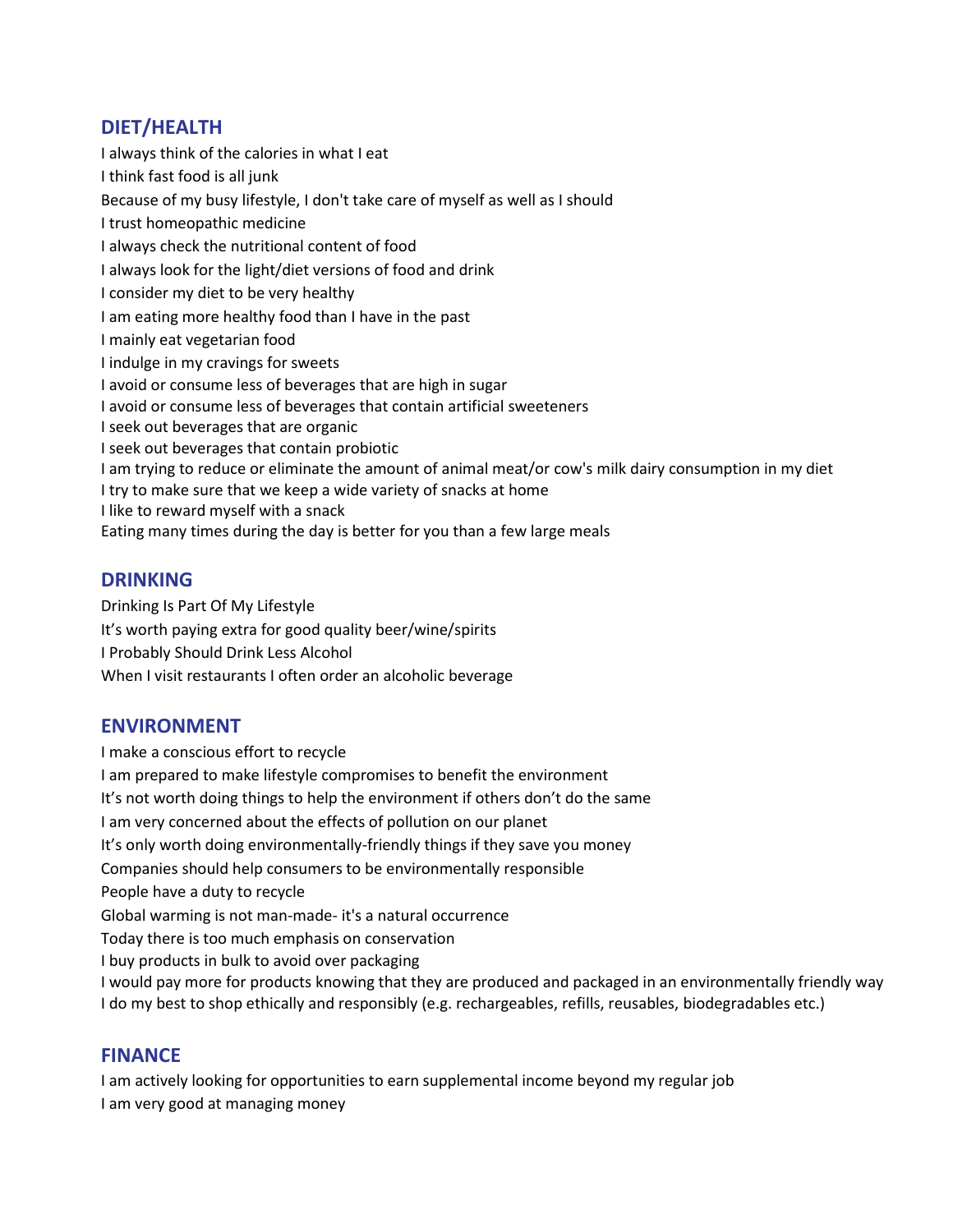## DIET/HEALTH

I always think of the calories in what I eat
I think fast food is all junk
Because of my busy lifestyle, I don't take care of myself as well as I should
I trust homeopathic medicine
I always check the nutritional content of food
I always look for the light/diet versions of food and drink
I consider my diet to be very healthy
I am eating more healthy food than I have in the past
I mainly eat vegetarian food
I indulge in my cravings for sweets
I avoid or consume less of beverages that are high in sugar
I avoid or consume less of beverages that contain artificial sweeteners
I seek out beverages that are organic
I seek out beverages that contain probiotic
I am trying to reduce or eliminate the amount of animal meat/or cow's milk dairy consumption in my diet
I try to make sure that we keep a wide variety of snacks at home
I like to reward myself with a snack
Eating many times during the day is better for you than a few large meals

## DRINKING

Drinking Is Part Of My Lifestyle
It's worth paying extra for good quality beer/wine/spirits
I Probably Should Drink Less Alcohol
When I visit restaurants I often order an alcoholic beverage

## ENVIRONMENT

I make a conscious effort to recycle
I am prepared to make lifestyle compromises to benefit the environment
It's not worth doing things to help the environment if others don't do the same
I am very concerned about the effects of pollution on our planet
It's only worth doing environmentally-friendly things if they save you money
Companies should help consumers to be environmentally responsible
People have a duty to recycle
Global warming is not man-made- it's a natural occurrence
Today there is too much emphasis on conservation
I buy products in bulk to avoid over packaging
I would pay more for products knowing that they are produced and packaged in an environmentally friendly way
I do my best to shop ethically and responsibly (e.g. rechargeables, refills, reusables, biodegradables etc.)

## FINANCE

I am actively looking for opportunities to earn supplemental income beyond my regular job
I am very good at managing money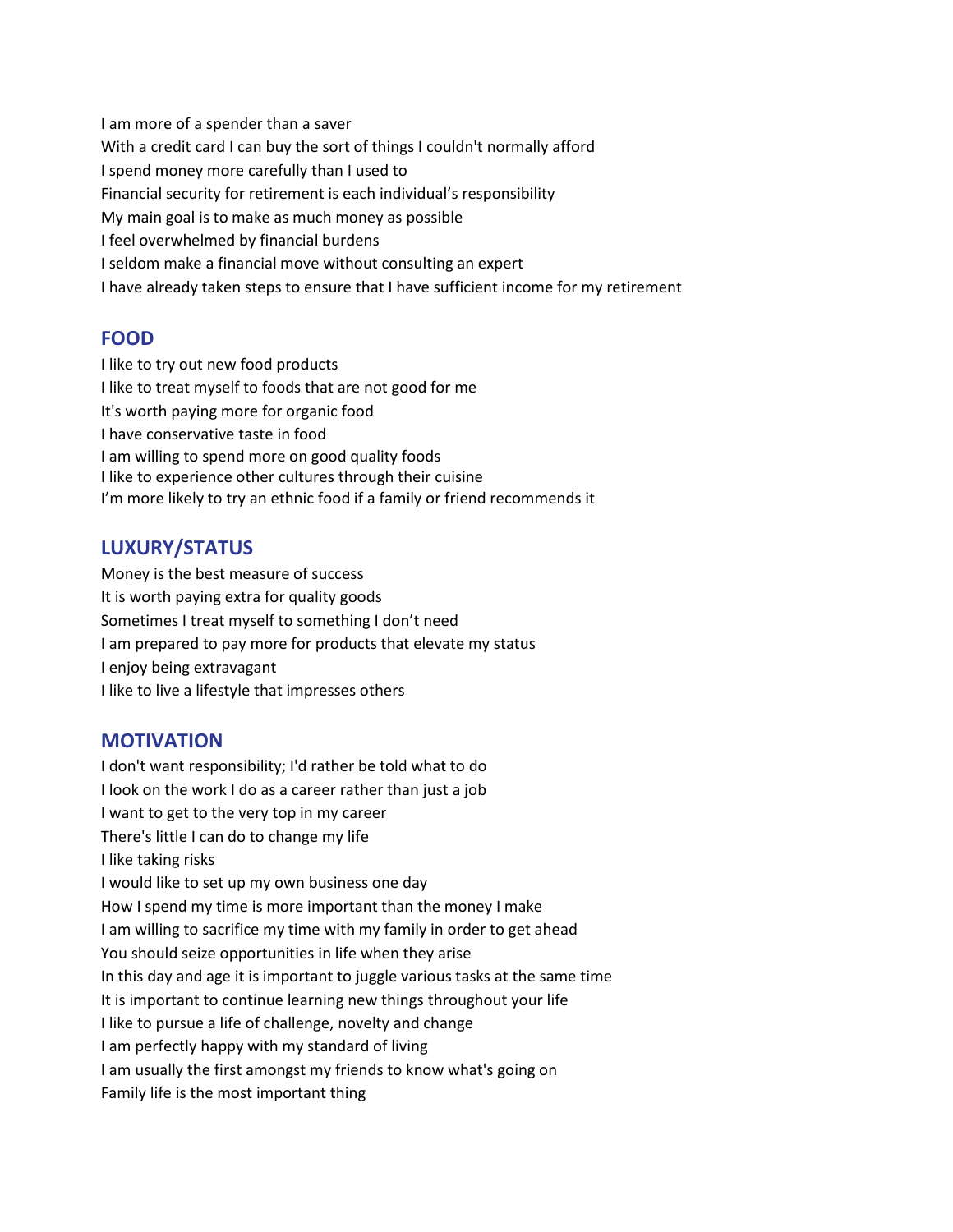I am more of a spender than a saver
With a credit card I can buy the sort of things I couldn't normally afford
I spend money more carefully than I used to
Financial security for retirement is each individual’s responsibility
My main goal is to make as much money as possible
I feel overwhelmed by financial burdens
I seldom make a financial move without consulting an expert
I have already taken steps to ensure that I have sufficient income for my retirement

## FOOD

I like to try out new food products
I like to treat myself to foods that are not good for me
It's worth paying more for organic food
I have conservative taste in food
I am willing to spend more on good quality foods
I like to experience other cultures through their cuisine
I’m more likely to try an ethnic food if a family or friend recommends it

## LUXURY/STATUS

Money is the best measure of success
It is worth paying extra for quality goods
Sometimes I treat myself to something I don’t need
I am prepared to pay more for products that elevate my status
I enjoy being extravagant
I like to live a lifestyle that impresses others

## MOTIVATION

I don't want responsibility; I'd rather be told what to do
I look on the work I do as a career rather than just a job
I want to get to the very top in my career
There's little I can do to change my life
I like taking risks
I would like to set up my own business one day
How I spend my time is more important than the money I make
I am willing to sacrifice my time with my family in order to get ahead
You should seize opportunities in life when they arise
In this day and age it is important to juggle various tasks at the same time
It is important to continue learning new things throughout your life
I like to pursue a life of challenge, novelty and change
I am perfectly happy with my standard of living
I am usually the first amongst my friends to know what's going on
Family life is the most important thing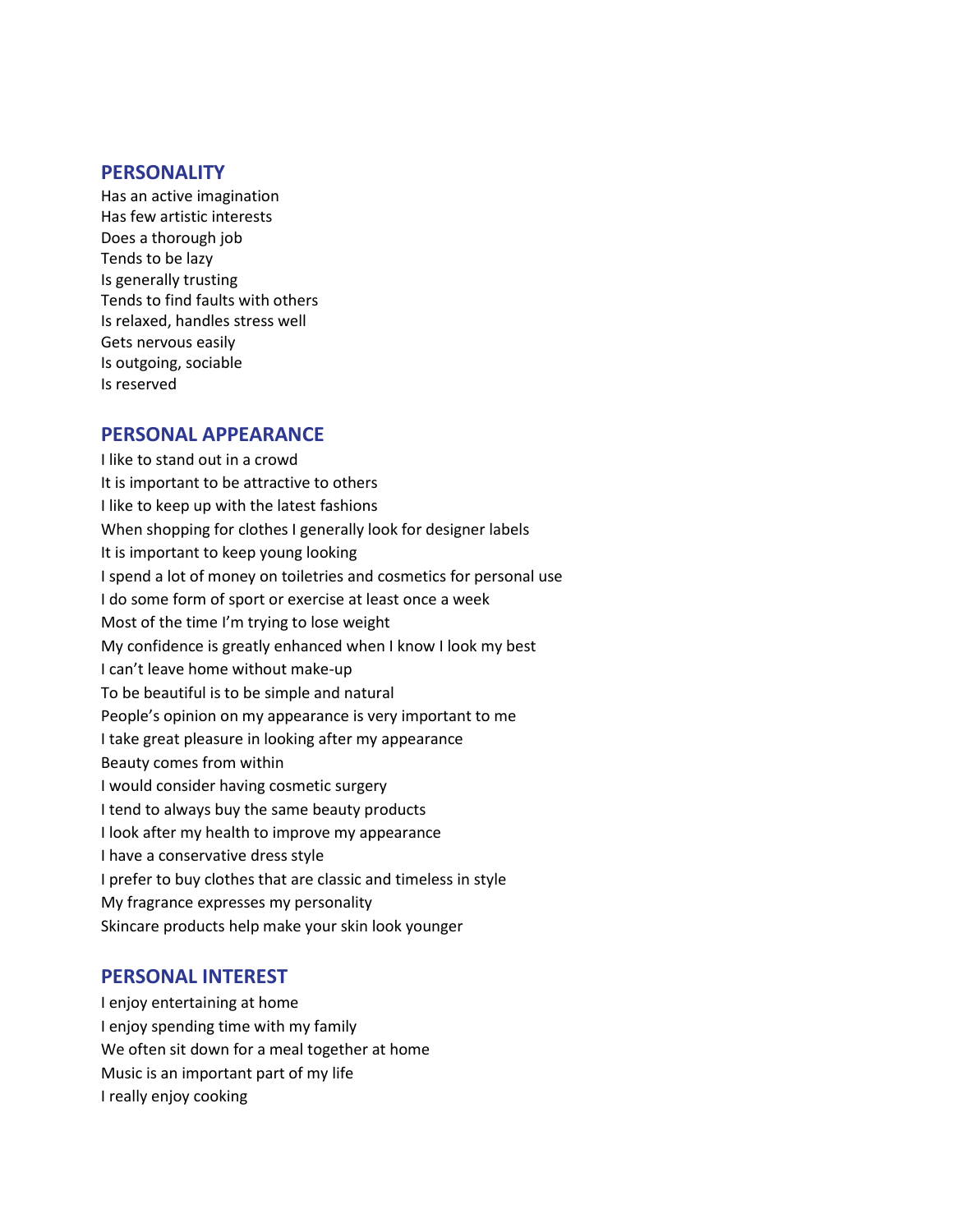## PERSONALITY

Has an active imagination
Has few artistic interests
Does a thorough job
Tends to be lazy
Is generally trusting
Tends to find faults with others
Is relaxed, handles stress well
Gets nervous easily
Is outgoing, sociable
Is reserved

## PERSONAL APPEARANCE

I like to stand out in a crowd
It is important to be attractive to others
I like to keep up with the latest fashions
When shopping for clothes I generally look for designer labels
It is important to keep young looking
I spend a lot of money on toiletries and cosmetics for personal use
I do some form of sport or exercise at least once a week
Most of the time I'm trying to lose weight
My confidence is greatly enhanced when I know I look my best
I can't leave home without make-up
To be beautiful is to be simple and natural
People's opinion on my appearance is very important to me
I take great pleasure in looking after my appearance
Beauty comes from within
I would consider having cosmetic surgery
I tend to always buy the same beauty products
I look after my health to improve my appearance
I have a conservative dress style
I prefer to buy clothes that are classic and timeless in style
My fragrance expresses my personality
Skincare products help make your skin look younger

## PERSONAL INTEREST

I enjoy entertaining at home
I enjoy spending time with my family
We often sit down for a meal together at home
Music is an important part of my life
I really enjoy cooking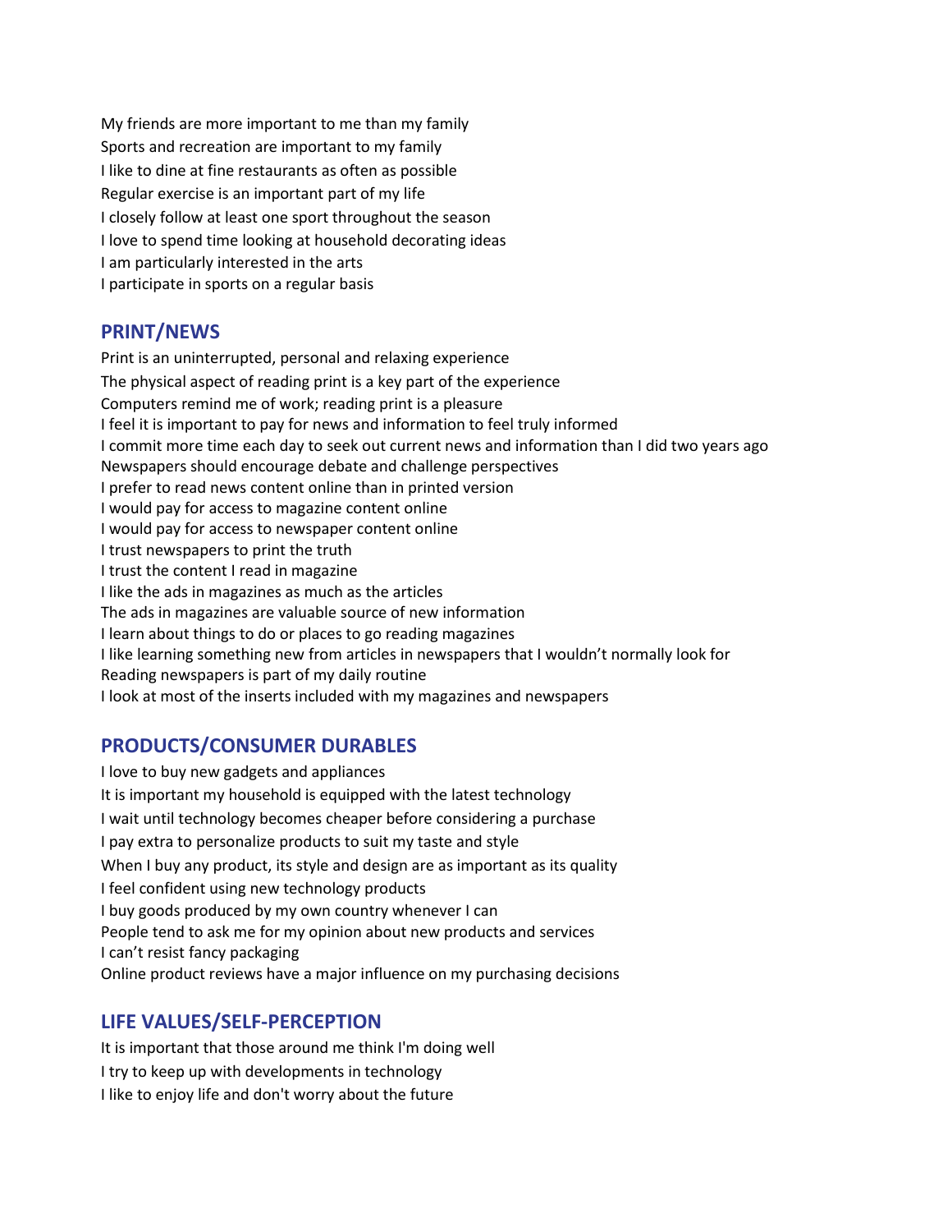My friends are more important to me than my family
Sports and recreation are important to my family
I like to dine at fine restaurants as often as possible
Regular exercise is an important part of my life
I closely follow at least one sport throughout the season
I love to spend time looking at household decorating ideas
I am particularly interested in the arts
I participate in sports on a regular basis

## PRINT/NEWS

Print is an uninterrupted, personal and relaxing experience
The physical aspect of reading print is a key part of the experience
Computers remind me of work; reading print is a pleasure
I feel it is important to pay for news and information to feel truly informed
I commit more time each day to seek out current news and information than I did two years ago
Newspapers should encourage debate and challenge perspectives
I prefer to read news content online than in printed version
I would pay for access to magazine content online
I would pay for access to newspaper content online
I trust newspapers to print the truth
I trust the content I read in magazine
I like the ads in magazines as much as the articles
The ads in magazines are valuable source of new information
I learn about things to do or places to go reading magazines
I like learning something new from articles in newspapers that I wouldn't normally look for
Reading newspapers is part of my daily routine
I look at most of the inserts included with my magazines and newspapers

## PRODUCTS/CONSUMER DURABLES

I love to buy new gadgets and appliances
It is important my household is equipped with the latest technology
I wait until technology becomes cheaper before considering a purchase
I pay extra to personalize products to suit my taste and style
When I buy any product, its style and design are as important as its quality
I feel confident using new technology products
I buy goods produced by my own country whenever I can
People tend to ask me for my opinion about new products and services
I can't resist fancy packaging
Online product reviews have a major influence on my purchasing decisions

## LIFE VALUES/SELF-PERCEPTION

It is important that those around me think I'm doing well
I try to keep up with developments in technology
I like to enjoy life and don't worry about the future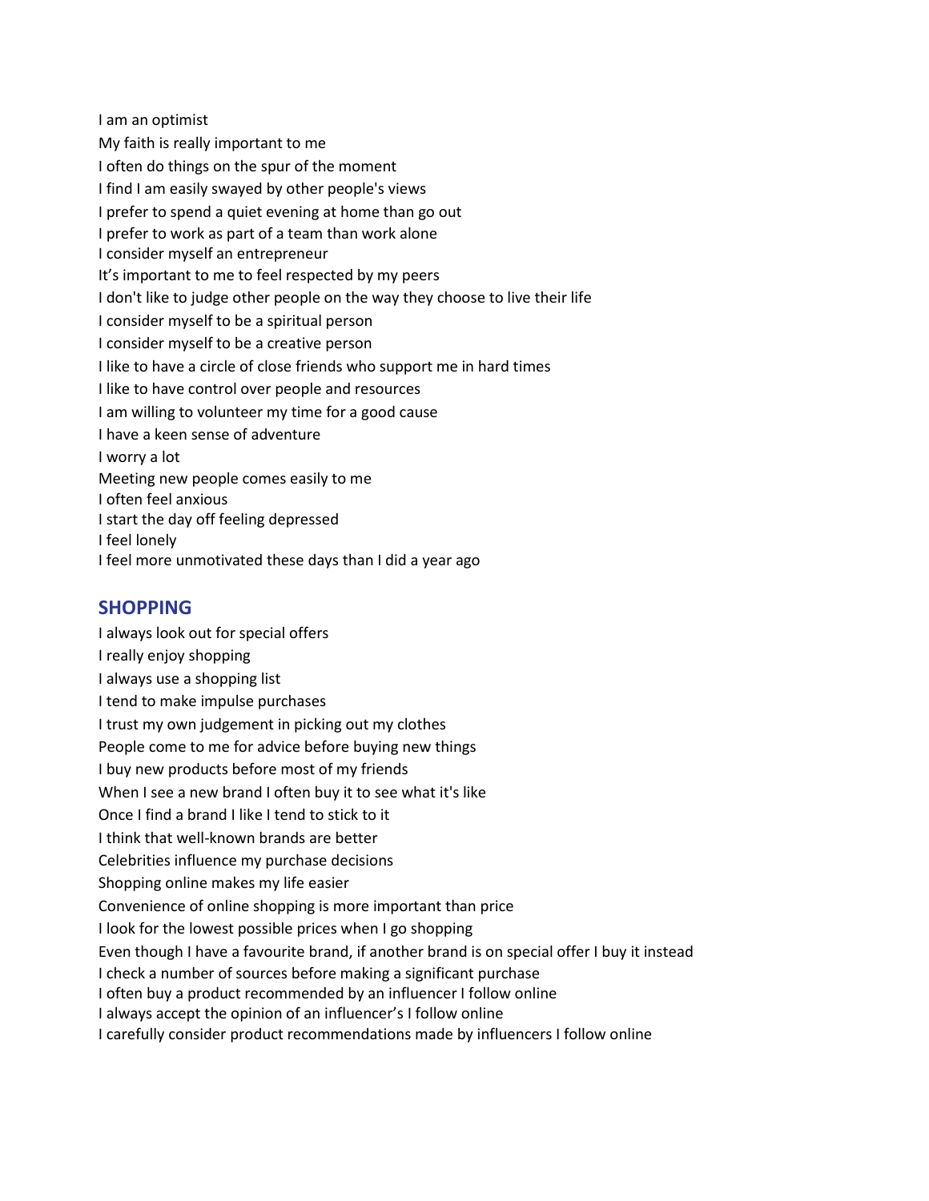I am an optimist

My faith is really important to me

I often do things on the spur of the moment

I find I am easily swayed by other people's views

I prefer to spend a quiet evening at home than go out

I prefer to work as part of a team than work alone

I consider myself an entrepreneur

It's important to me to feel respected by my peers

I don't like to judge other people on the way they choose to live their life

I consider myself to be a spiritual person

I consider myself to be a creative person

I like to have a circle of close friends who support me in hard times

I like to have control over people and resources

I am willing to volunteer my time for a good cause

I have a keen sense of adventure

I worry a lot

Meeting new people comes easily to me

I often feel anxious

I start the day off feeling depressed

I feel lonely

I feel more unmotivated these days than I did a year ago

## SHOPPING

I always look out for special offers

I really enjoy shopping

I always use a shopping list

I tend to make impulse purchases

I trust my own judgement in picking out my clothes

People come to me for advice before buying new things

I buy new products before most of my friends

When I see a new brand I often buy it to see what it's like

Once I find a brand I like I tend to stick to it

I think that well-known brands are better

Celebrities influence my purchase decisions

Shopping online makes my life easier

Convenience of online shopping is more important than price

I look for the lowest possible prices when I go shopping

Even though I have a favourite brand, if another brand is on special offer I buy it instead

I check a number of sources before making a significant purchase

I often buy a product recommended by an influencer I follow online

I always accept the opinion of an influencer's I follow online

I carefully consider product recommendations made by influencers I follow online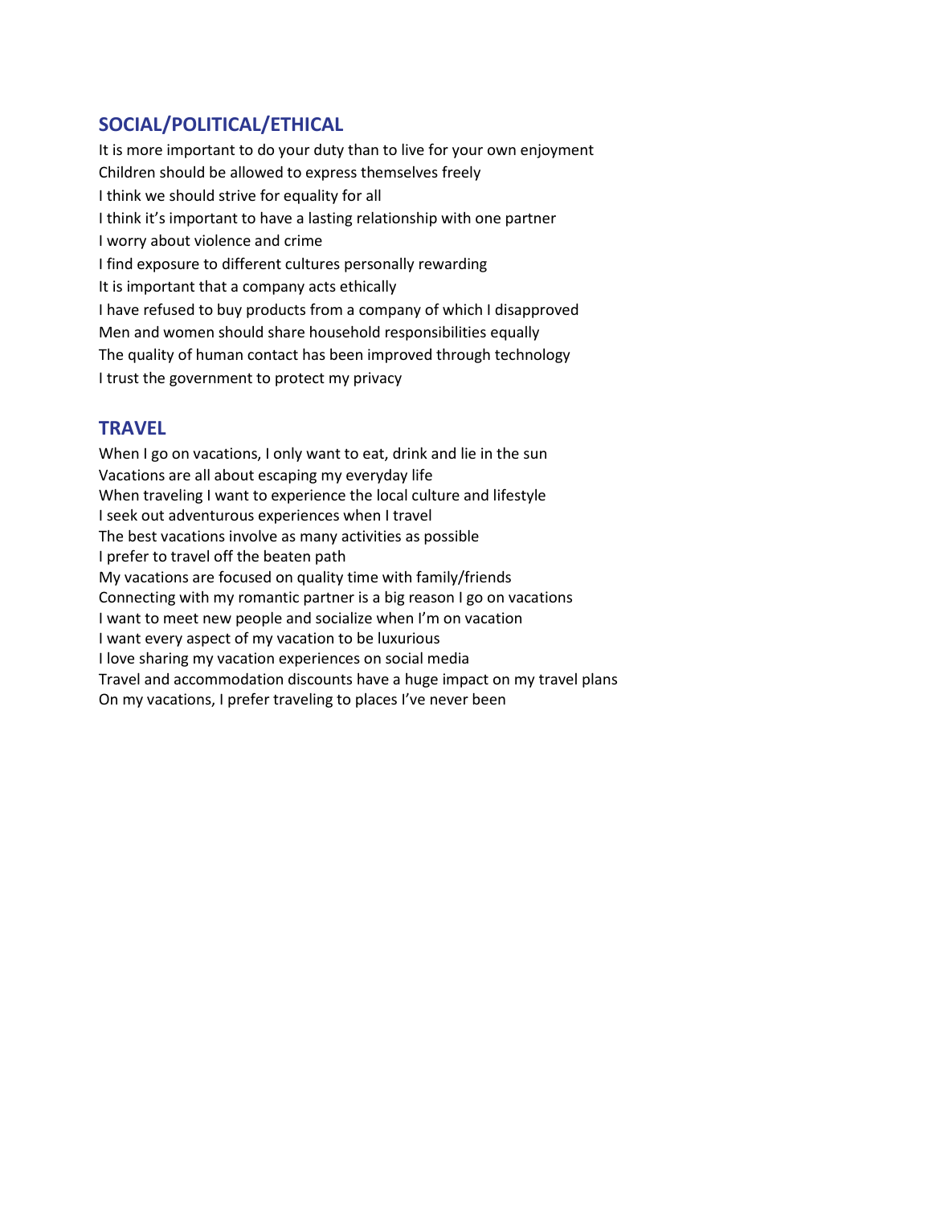## SOCIAL/POLITICAL/ETHICAL

It is more important to do your duty than to live for your own enjoyment
Children should be allowed to express themselves freely
I think we should strive for equality for all
I think it's important to have a lasting relationship with one partner
I worry about violence and crime
I find exposure to different cultures personally rewarding
It is important that a company acts ethically
I have refused to buy products from a company of which I disapproved
Men and women should share household responsibilities equally
The quality of human contact has been improved through technology
I trust the government to protect my privacy

## TRAVEL

When I go on vacations, I only want to eat, drink and lie in the sun
Vacations are all about escaping my everyday life
When traveling I want to experience the local culture and lifestyle
I seek out adventurous experiences when I travel
The best vacations involve as many activities as possible
I prefer to travel off the beaten path
My vacations are focused on quality time with family/friends
Connecting with my romantic partner is a big reason I go on vacations
I want to meet new people and socialize when I'm on vacation
I want every aspect of my vacation to be luxurious
I love sharing my vacation experiences on social media
Travel and accommodation discounts have a huge impact on my travel plans
On my vacations, I prefer traveling to places I've never been